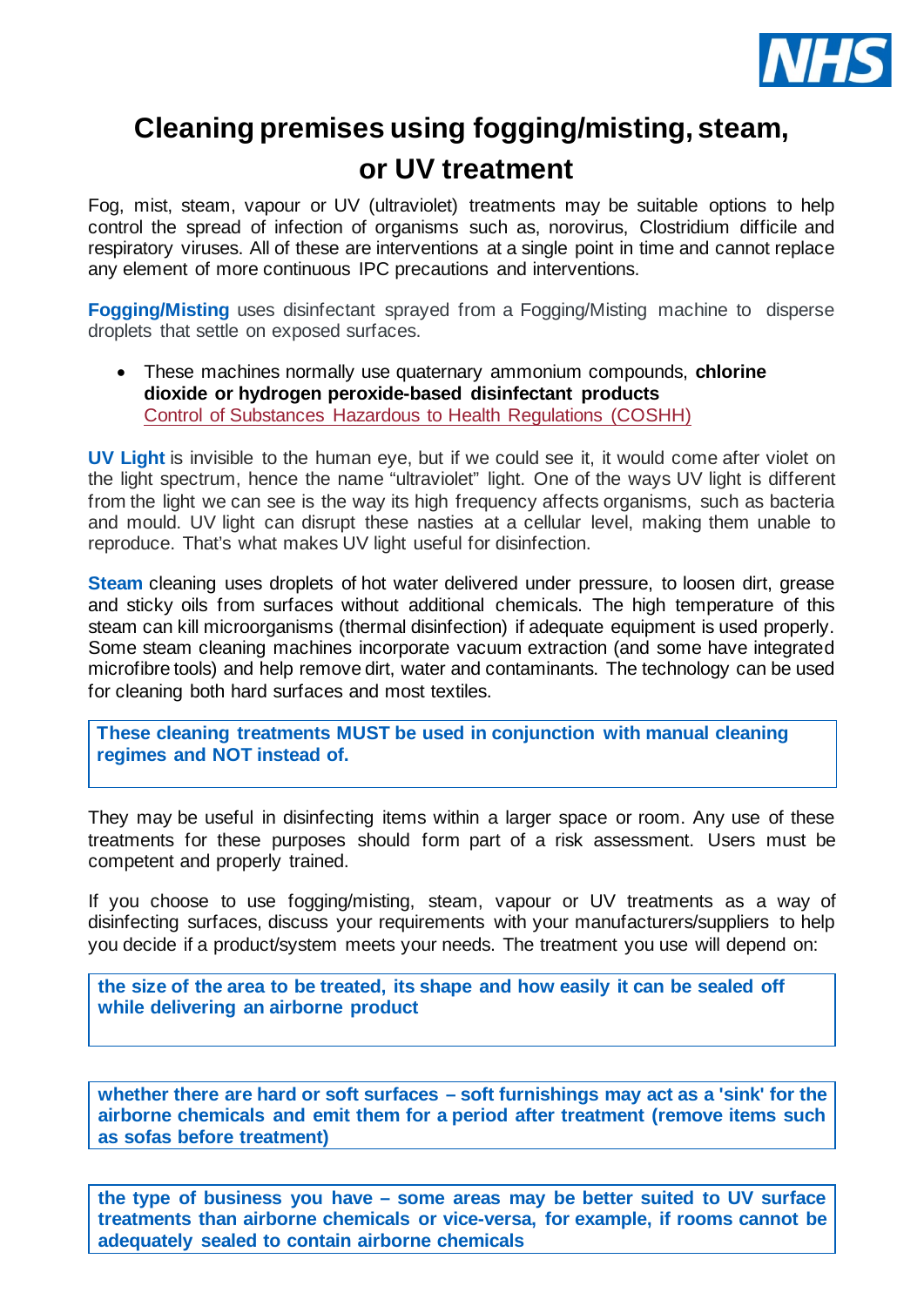# Cleaning premises using fogging/misting, steam, or UV treatment

Fog, mist, steam, vapour or UV (ultraviolet) treatments may be suitable options to help control the spread of infection of organisms such as, norovirus, Clostridium difficile and respiratory viruses. All of these are interventions at a single point in time and cannot replace any element of more continuous IPC precautions and interventions.

**Fogging/Misting** uses disinfectant sprayed from a Fogging/Misting machine to disperse droplets that settle on exposed surfaces.

- These machines normally use quaternary ammonium compounds, **chlorine dioxide or hydrogen peroxide-based disinfectant products** Control of Substances Hazardous to Health Regulations (COSHH)

**UV Light** is invisible to the human eye, but if we could see it, it would come after violet on the light spectrum, hence the name "ultraviolet" light. One of the ways UV light is different from the light we can see is the way its high frequency affects organisms, such as bacteria and mould. UV light can disrupt these nasties at a cellular level, making them unable to reproduce. That's what makes UV light useful for disinfection.

**Steam** cleaning uses droplets of hot water delivered under pressure, to loosen dirt, grease and sticky oils from surfaces without additional chemicals. The high temperature of this steam can kill microorganisms (thermal disinfection) if adequate equipment is used properly. Some steam cleaning machines incorporate vacuum extraction (and some have integrated microfibre tools) and help remove dirt, water and contaminants. The technology can be used for cleaning both hard surfaces and most textiles.

**These cleaning treatments MUST be used in conjunction with manual cleaning regimes and NOT instead of.**

They may be useful in disinfecting items within a larger space or room. Any use of these treatments for these purposes should form part of a risk assessment. Users must be competent and properly trained.

If you choose to use fogging/misting, steam, vapour or UV treatments as a way of disinfecting surfaces, discuss your requirements with your manufacturers/suppliers to help you decide if a product/system meets your needs. The treatment you use will depend on:

**the size of the area to be treated, its shape and how easily it can be sealed off while delivering an airborne product**

**whether there are hard or soft surfaces – soft furnishings may act as a 'sink' for the airborne chemicals and emit them for a period after treatment (remove items such as sofas before treatment)**

**the type of business you have – some areas may be better suited to UV surface treatments than airborne chemicals or vice-versa, for example, if rooms cannot be adequately sealed to contain airborne chemicals**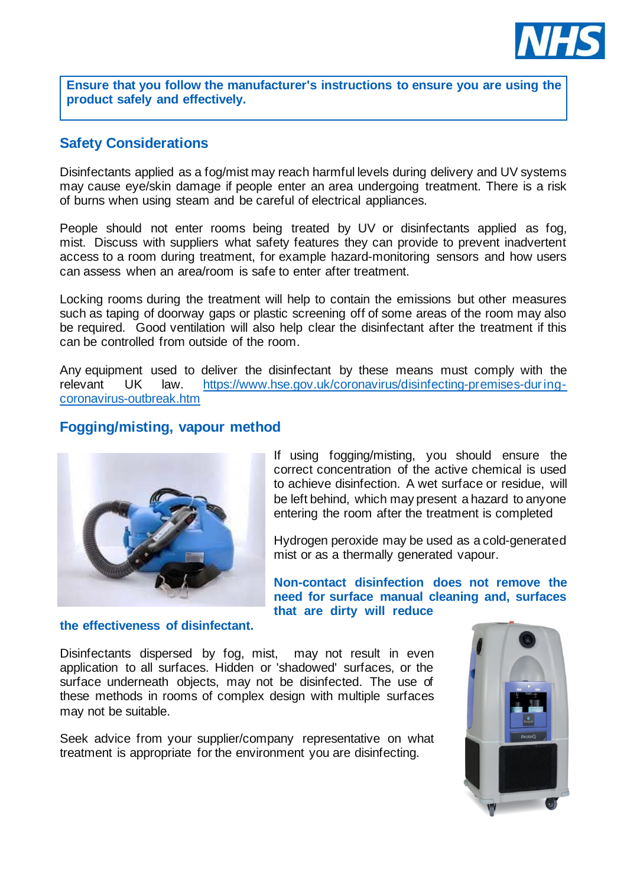**Ensure that you follow the manufacturer's instructions to ensure you are using the product safely and effectively.**

## Safety Considerations

Disinfectants applied as a fog/mist may reach harmful levels during delivery and UV systems may cause eye/skin damage if people enter an area undergoing treatment. There is a risk of burns when using steam and be careful of electrical appliances.

People should not enter rooms being treated by UV or disinfectants applied as fog, mist. Discuss with suppliers what safety features they can provide to prevent inadvertent access to a room during treatment, for example hazard-monitoring sensors and how users can assess when an area/room is safe to enter after treatment.

Locking rooms during the treatment will help to contain the emissions but other measures such as taping of doorway gaps or plastic screening off of some areas of the room may also be required. Good ventilation will also help clear the disinfectant after the treatment if this can be controlled from outside of the room.

Any equipment used to deliver the disinfectant by these means must comply with the relevant UK law. https://www.hse.gov.uk/coronavirus/disinfecting-premises-during-coronavirus-outbreak.htm

## Fogging/misting, vapour method

If using fogging/misting, you should ensure the correct concentration of the active chemical is used to achieve disinfection. A wet surface or residue, will be left behind, which may present a hazard to anyone entering the room after the treatment is completed

Hydrogen peroxide may be used as a cold-generated mist or as a thermally generated vapour.

**Non-contact disinfection does not remove the need for surface manual cleaning and, surfaces that are dirty will reduce the effectiveness of disinfectant.**

Disinfectants dispersed by fog, mist, may not result in even application to all surfaces. Hidden or 'shadowed' surfaces, or the surface underneath objects, may not be disinfected. The use of these methods in rooms of complex design with multiple surfaces may not be suitable.

Seek advice from your supplier/company representative on what treatment is appropriate for the environment you are disinfecting.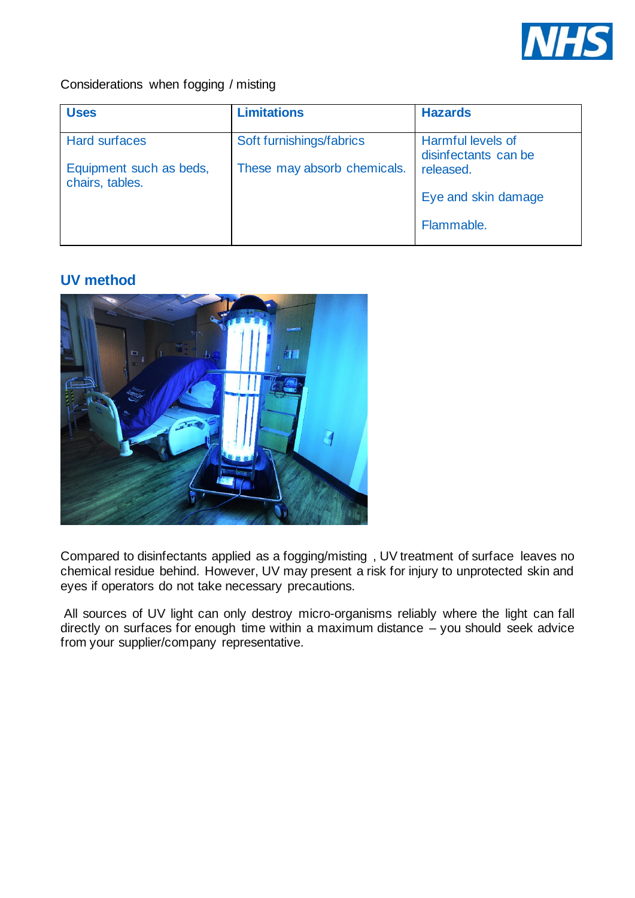Considerations when fogging / misting

| Uses | Limitations | Hazards |
|---|---|---|
| Hard surfaces<br><br>Equipment such as beds, chairs, tables. | Soft furnishings/fabrics<br><br>These may absorb chemicals. | Harmful levels of disinfectants can be released.<br><br>Eye and skin damage<br><br>Flammable. |

## UV method

Compared to disinfectants applied as a fogging/misting , UV treatment of surface leaves no chemical residue behind. However, UV may present a risk for injury to unprotected skin and eyes if operators do not take necessary precautions.

All sources of UV light can only destroy micro-organisms reliably where the light can fall directly on surfaces for enough time within a maximum distance – you should seek advice from your supplier/company representative.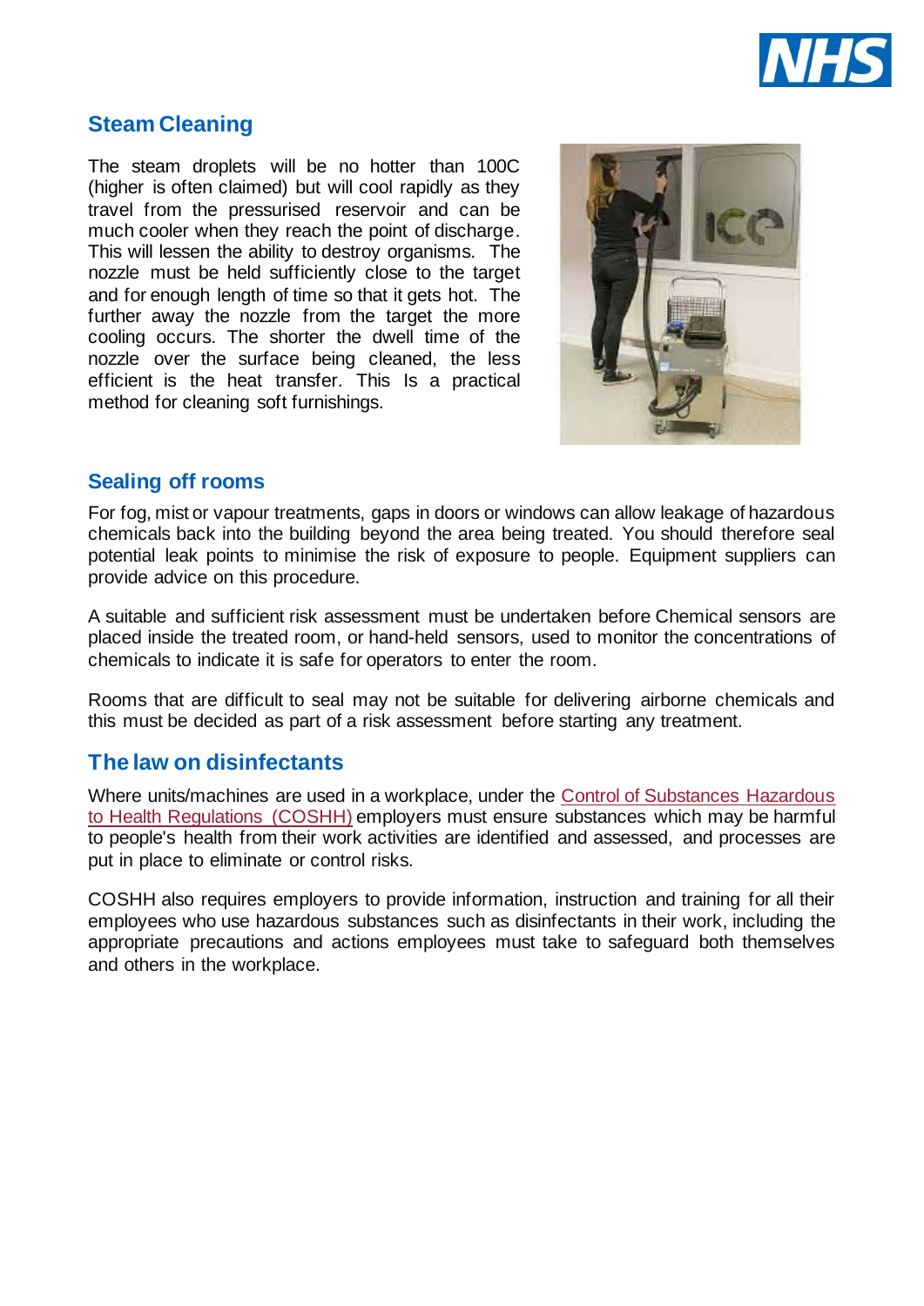## Steam Cleaning

The steam droplets will be no hotter than 100C (higher is often claimed) but will cool rapidly as they travel from the pressurised reservoir and can be much cooler when they reach the point of discharge. This will lessen the ability to destroy organisms. The nozzle must be held sufficiently close to the target and for enough length of time so that it gets hot. The further away the nozzle from the target the more cooling occurs. The shorter the dwell time of the nozzle over the surface being cleaned, the less efficient is the heat transfer. This Is a practical method for cleaning soft furnishings.

## Sealing off rooms

For fog, mist or vapour treatments, gaps in doors or windows can allow leakage of hazardous chemicals back into the building beyond the area being treated. You should therefore seal potential leak points to minimise the risk of exposure to people. Equipment suppliers can provide advice on this procedure.

A suitable and sufficient risk assessment must be undertaken before Chemical sensors are placed inside the treated room, or hand-held sensors, used to monitor the concentrations of chemicals to indicate it is safe for operators to enter the room.

Rooms that are difficult to seal may not be suitable for delivering airborne chemicals and this must be decided as part of a risk assessment before starting any treatment.

## The law on disinfectants

Where units/machines are used in a workplace, under the Control of Substances Hazardous to Health Regulations (COSHH) employers must ensure substances which may be harmful to people's health from their work activities are identified and assessed, and processes are put in place to eliminate or control risks.

COSHH also requires employers to provide information, instruction and training for all their employees who use hazardous substances such as disinfectants in their work, including the appropriate precautions and actions employees must take to safeguard both themselves and others in the workplace.